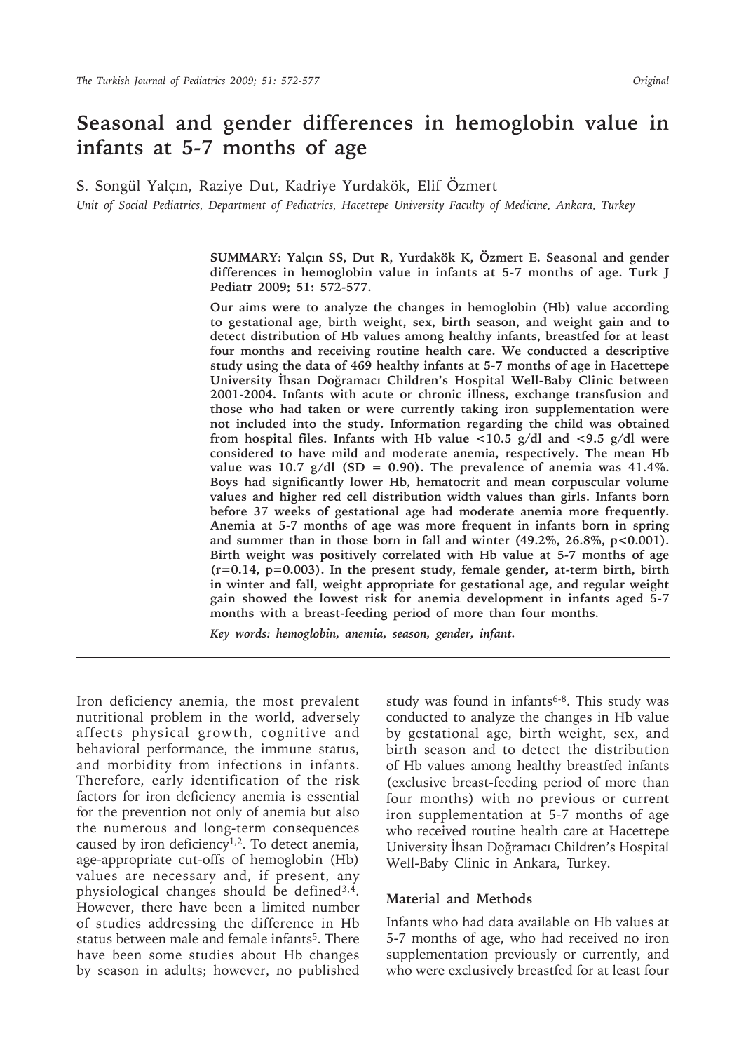# Seasonal and gender differences in hemoglobin value in infants at 5-7 months of age

S. Songül Yalçın, Raziye Dut, Kadriye Yurdakök, Elif Özmert

*Unit of Social Pediatrics, Department of Pediatrics, Hacettepe University Faculty of Medicine, Ankara, Turkey*

**SUMMARY: Yalçın SS, Dut R, Yurdakök K, Özmert E. Seasonal and gender differences in hemoglobin value in infants at 5-7 months of age. Turk J Pediatr 2009; 51: 572-577.**

**Our aims were to analyze the changes in hemoglobin (Hb) value according to gestational age, birth weight, sex, birth season, and weight gain and to detect distribution of Hb values among healthy infants, breastfed for at least four months and receiving routine health care. We conducted a descriptive study using the data of 469 healthy infants at 5-7 months of age in Hacettepe University İhsan Doğramacı Children's Hospital Well-Baby Clinic between 2001-2004. Infants with acute or chronic illness, exchange transfusion and those who had taken or were currently taking iron supplementation were not included into the study. Information regarding the child was obtained from hospital files. Infants with Hb value <10.5 g/dl and <9.5 g/dl were considered to have mild and moderate anemia, respectively. The mean Hb value was 10.7 g/dl (SD = 0.90). The prevalence of anemia was 41.4%. Boys had significantly lower Hb, hematocrit and mean corpuscular volume values and higher red cell distribution width values than girls. Infants born before 37 weeks of gestational age had moderate anemia more frequently. Anemia at 5-7 months of age was more frequent in infants born in spring and summer than in those born in fall and winter (49.2%, 26.8%, p<0.001). Birth weight was positively correlated with Hb value at 5-7 months of age (r=0.14, p=0.003). In the present study, female gender, at-term birth, birth in winter and fall, weight appropriate for gestational age, and regular weight gain showed the lowest risk for anemia development in infants aged 5-7 months with a breast-feeding period of more than four months.**

*Key words: hemoglobin, anemia, season, gender, infant.*

Iron deficiency anemia, the most prevalent nutritional problem in the world, adversely affects physical growth, cognitive and behavioral performance, the immune status, and morbidity from infections in infants. Therefore, early identification of the risk factors for iron deficiency anemia is essential for the prevention not only of anemia but also the numerous and long-term consequences caused by iron deficiency[1,2]. To detect anemia, age-appropriate cut-offs of hemoglobin (Hb) values are necessary and, if present, any physiological changes should be defined[3,4]. However, there have been a limited number of studies addressing the difference in Hb status between male and female infants[5]. There have been some studies about Hb changes by season in adults; however, no published study was found in infants[6-8]. This study was conducted to analyze the changes in Hb value by gestational age, birth weight, sex, and birth season and to detect the distribution of Hb values among healthy breastfed infants (exclusive breast-feeding period of more than four months) with no previous or current iron supplementation at 5-7 months of age who received routine health care at Hacettepe University İhsan Doğramacı Children's Hospital Well-Baby Clinic in Ankara, Turkey.

## Material and Methods

Infants who had data available on Hb values at 5-7 months of age, who had received no iron supplementation previously or currently, and who were exclusively breastfed for at least four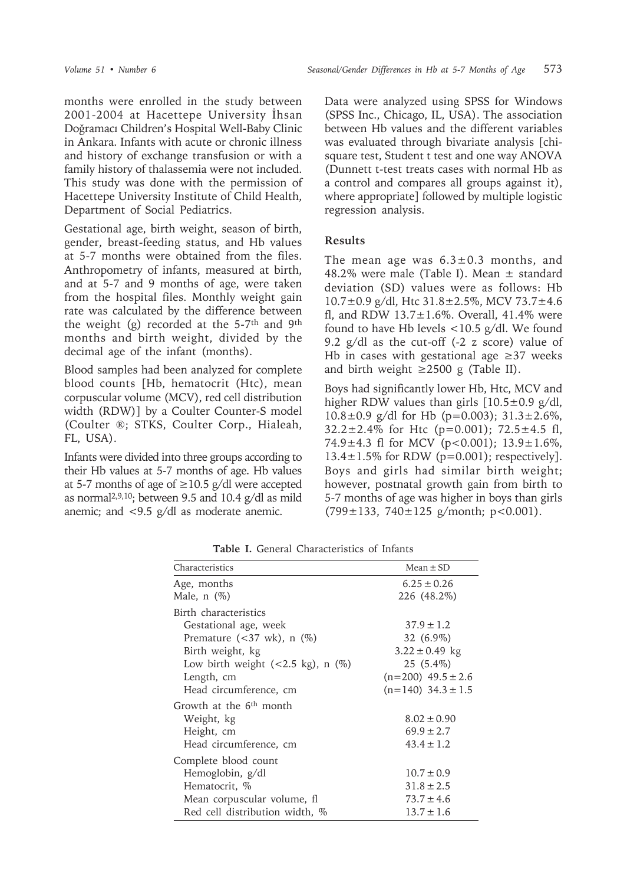months were enrolled in the study between 2001-2004 at Hacettepe University İhsan Doğramacı Children's Hospital Well-Baby Clinic in Ankara. Infants with acute or chronic illness and history of exchange transfusion or with a family history of thalassemia were not included. This study was done with the permission of Hacettepe University Institute of Child Health, Department of Social Pediatrics.

Gestational age, birth weight, season of birth, gender, breast-feeding status, and Hb values at 5-7 months were obtained from the files. Anthropometry of infants, measured at birth, and at 5-7 and 9 months of age, were taken from the hospital files. Monthly weight gain rate was calculated by the difference between the weight (g) recorded at the 5-7th and 9th months and birth weight, divided by the decimal age of the infant (months).

Blood samples had been analyzed for complete blood counts [Hb, hematocrit (Htc), mean corpuscular volume (MCV), red cell distribution width (RDW)] by a Coulter Counter-S model (Coulter ®; STKS, Coulter Corp., Hialeah, FL, USA).

Infants were divided into three groups according to their Hb values at 5-7 months of age. Hb values at 5-7 months of age of ≥10.5 g/dl were accepted as normal[2,9,10]; between 9.5 and 10.4 g/dl as mild anemic; and <9.5 g/dl as moderate anemic.

Data were analyzed using SPSS for Windows (SPSS Inc., Chicago, IL, USA). The association between Hb values and the different variables was evaluated through bivariate analysis [chi-square test, Student t test and one way ANOVA (Dunnett t-test treats cases with normal Hb as a control and compares all groups against it), where appropriate] followed by multiple logistic regression analysis.

## Results

The mean age was 6.3±0.3 months, and 48.2% were male (Table I). Mean ± standard deviation (SD) values were as follows: Hb 10.7±0.9 g/dl, Htc 31.8±2.5%, MCV 73.7±4.6 fl, and RDW 13.7±1.6%. Overall, 41.4% were found to have Hb levels <10.5 g/dl. We found 9.2 g/dl as the cut-off (-2 z score) value of Hb in cases with gestational age ≥37 weeks and birth weight ≥2500 g (Table II).

Boys had significantly lower Hb, Htc, MCV and higher RDW values than girls [10.5±0.9 g/dl, 10.8±0.9 g/dl for Hb ($p=0.003$); 31.3±2.6%, 32.2±2.4% for Htc ($p=0.001$); 72.5±4.5 fl, 74.9±4.3 fl for MCV ($p<0.001$); 13.9±1.6%, 13.4±1.5% for RDW ($p=0.001$); respectively]. Boys and girls had similar birth weight; however, postnatal growth gain from birth to 5-7 months of age was higher in boys than girls (799±133, 740±125 g/month; $p<0.001$).

**Table I.** General Characteristics of Infants

| Characteristics | Mean ± SD |
|---|---|
| Age, months | 6.25 ± 0.26 |
| Male, n (%) | 226 (48.2%) |
| Birth characteristics | |
| Gestational age, week | 37.9 ± 1.2 |
| Premature (<37 wk), n (%) | 32 (6.9%) |
| Birth weight, kg | 3.22 ± 0.49 kg |
| Low birth weight (<2.5 kg), n (%) | 25 (5.4%) |
| Length, cm | (n=200) 49.5 ± 2.6 |
| Head circumference, cm | (n=140) 34.3 ± 1.5 |
| Growth at the 6th month | |
| Weight, kg | 8.02 ± 0.90 |
| Height, cm | 69.9 ± 2.7 |
| Head circumference, cm | 43.4 ± 1.2 |
| Complete blood count | |
| Hemoglobin, g/dl | 10.7 ± 0.9 |
| Hematocrit, % | 31.8 ± 2.5 |
| Mean corpuscular volume, fl | 73.7 ± 4.6 |
| Red cell distribution width, % | 13.7 ± 1.6 |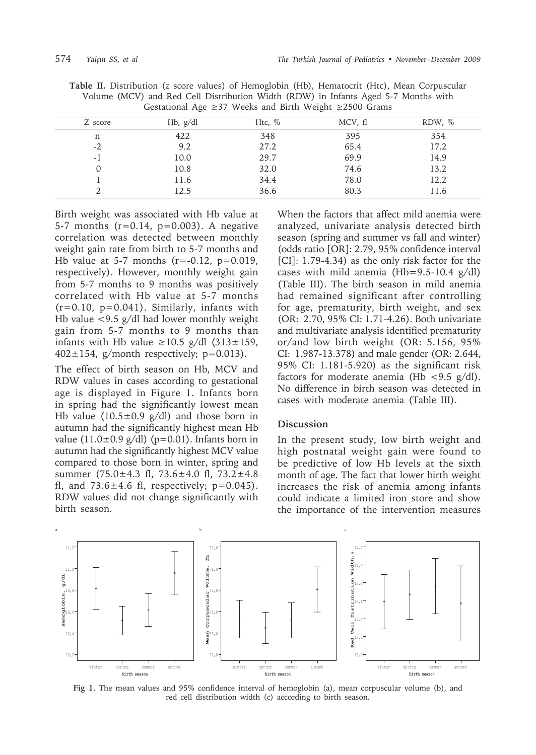**Table II.** Distribution (z score values) of Hemoglobin (Hb), Hematocrit (Htc), Mean Corpuscular Volume (MCV) and Red Cell Distribution Width (RDW) in Infants Aged 5-7 Months with Gestational Age ≥37 Weeks and Birth Weight ≥2500 Grams

| Z score | Hb, g/dl | Htc, % | MCV, fl | RDW, % |
|---|---|---|---|---|
| n | 422 | 348 | 395 | 354 |
| -2 | 9.2 | 27.2 | 65.4 | 17.2 |
| -1 | 10.0 | 29.7 | 69.9 | 14.9 |
| 0 | 10.8 | 32.0 | 74.6 | 13.2 |
| 1 | 11.6 | 34.4 | 78.0 | 12.2 |
| 2 | 12.5 | 36.6 | 80.3 | 11.6 |

Birth weight was associated with Hb value at 5-7 months (r=0.14, p=0.003). A negative correlation was detected between monthly weight gain rate from birth to 5-7 months and Hb value at 5-7 months (r=-0.12, p=0.019, respectively). However, monthly weight gain from 5-7 months to 9 months was positively correlated with Hb value at 5-7 months (r=0.10, p=0.041). Similarly, infants with Hb value <9.5 g/dl had lower monthly weight gain from 5-7 months to 9 months than infants with Hb value ≥10.5 g/dl (313±159, 402±154, g/month respectively; p=0.013).

The effect of birth season on Hb, MCV and RDW values in cases according to gestational age is displayed in Figure 1. Infants born in spring had the significantly lowest mean Hb value (10.5±0.9 g/dl) and those born in autumn had the significantly highest mean Hb value (11.0±0.9 g/dl) (p=0.01). Infants born in autumn had the significantly highest MCV value compared to those born in winter, spring and summer (75.0±4.3 fl, 73.6±4.0 fl, 73.2±4.8 fl, and 73.6±4.6 fl, respectively; p=0.045). RDW values did not change significantly with birth season.

When the factors that affect mild anemia were analyzed, univariate analysis detected birth season (spring and summer vs fall and winter) (odds ratio [OR]: 2.79, 95% confidence interval [CI]: 1.79-4.34) as the only risk factor for the cases with mild anemia (Hb=9.5-10.4 g/dl) (Table III). The birth season in mild anemia had remained significant after controlling for age, prematurity, birth weight, and sex (OR: 2.70, 95% CI: 1.71-4.26). Both univariate and multivariate analysis identified prematurity or/and low birth weight (OR: 5.156, 95% CI: 1.987-13.378) and male gender (OR: 2.644, 95% CI: 1.181-5.920) as the significant risk factors for moderate anemia (Hb <9.5 g/dl). No difference in birth season was detected in cases with moderate anemia (Table III).

## Discussion

In the present study, low birth weight and high postnatal weight gain were found to be predictive of low Hb levels at the sixth month of age. The fact that lower birth weight increases the risk of anemia among infants could indicate a limited iron store and show the importance of the intervention measures

**Fig 1.** The mean values and 95% confidence interval of hemoglobin (a), mean corpuscular volume (b), and red cell distribution width (c) according to birth season.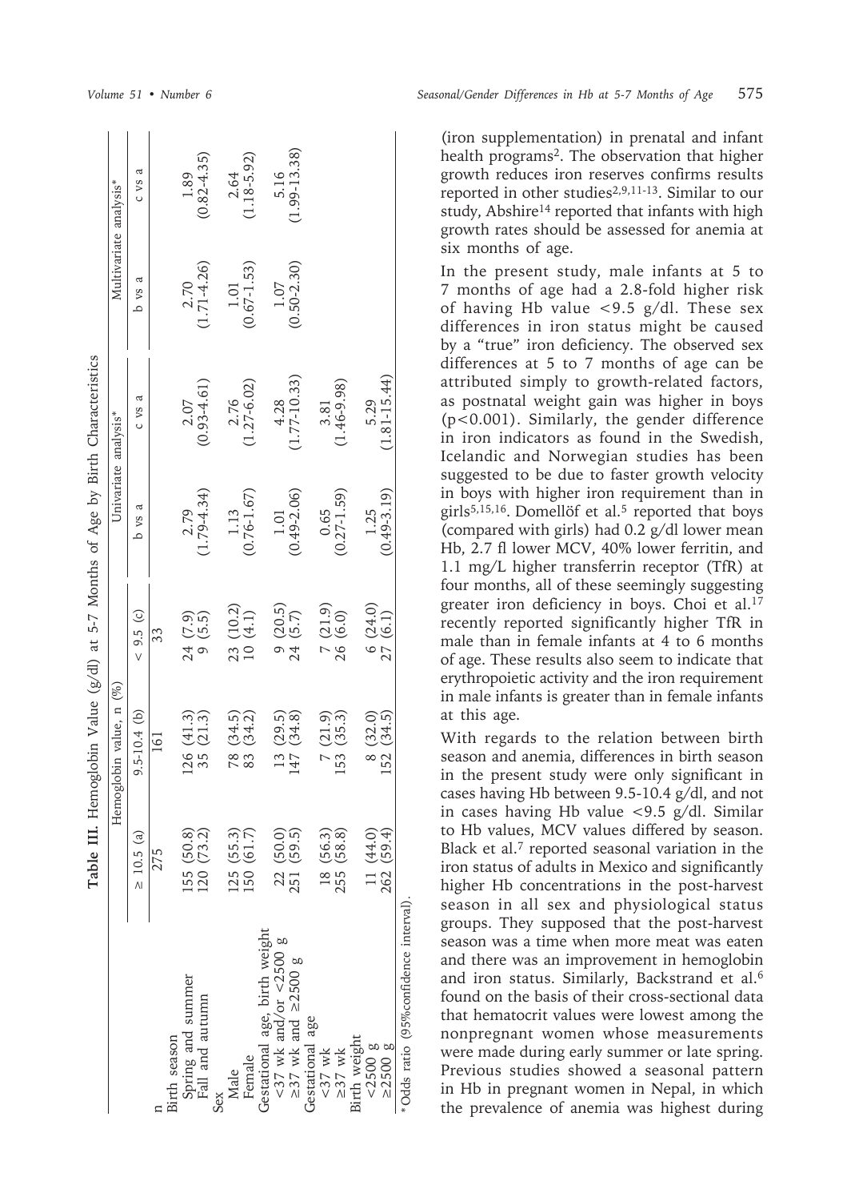**Table III.** Hemoglobin Value (g/dl) at 5-7 Months of Age by Birth Characteristics

| | Hemoglobin value, n (%) | | | Univariate analysis* | | Multivariate analysis* | |
|---|---|---|---|---|---|---|---|
| | ≥ 10.5 (a) | 9.5-10.4 (b) | < 9.5 (c) | b vs a | c vs a | b vs a | c vs a |
| n | 275 | 161 | 33 | | | | |
| Birth season | | | | | | | |
| Spring and summer | 155 (50.8) | 126 (41.3) | 24 (7.9) | 2.79 (1.79-4.34) | 2.07 (0.93-4.61) | 2.70 (1.71-4.26) | 1.89 (0.82-4.35) |
| Fall and autumn | 120 (73.2) | 35 (21.3) | 9 (5.5) | | | | |
| Sex | | | | | | | |
| Male | 125 (55.3) | 78 (34.5) | 23 (10.2) | 1.13 (0.76-1.67) | 2.76 (1.27-6.02) | 1.01 (0.67-1.53) | 2.64 (1.18-5.92) |
| Female | 150 (61.7) | 83 (34.2) | 10 (4.1) | | | | |
| Gestational age, birth weight | | | | | | | |
| <37 wk and/or <2500 g | 22 (50.0) | 13 (29.5) | 9 (20.5) | 1.01 (0.49-2.06) | 4.28 (1.77-10.33) | 1.07 (0.50-2.30) | 5.16 (1.99-13.38) |
| ≥37 wk and ≥2500 g | 251 (59.5) | 147 (34.8) | 24 (5.7) | | | | |
| Gestational age | | | | | | | |
| <37 wk | 18 (56.3) | 7 (21.9) | 7 (21.9) | 0.65 (0.27-1.59) | 3.81 (1.46-9.98) | | |
| ≥37 wk | 255 (58.8) | 153 (35.3) | 26 (6.0) | | | | |
| Birth weight | | | | | | | |
| <2500 g | 11 (44.0) | 8 (32.0) | 6 (24.0) | 1.25 (0.49-3.19) | 5.29 (1.81-15.44) | | |
| ≥2500 g | 262 (59.4) | 152 (34.5) | 27 (6.1) | | | | |

*Odds ratio (95%confidence interval).

(iron supplementation) in prenatal and infant health programs[2]. The observation that higher growth reduces iron reserves confirms results reported in other studies[2,9,11-13]. Similar to our study, Abshire[14] reported that infants with high growth rates should be assessed for anemia at six months of age.

In the present study, male infants at 5 to 7 months of age had a 2.8-fold higher risk of having Hb value <9.5 g/dl. These sex differences in iron status might be caused by a "true" iron deficiency. The observed sex differences at 5 to 7 months of age can be attributed simply to growth-related factors, as postnatal weight gain was higher in boys ($p<0.001$). Similarly, the gender difference in iron indicators as found in the Swedish, Icelandic and Norwegian studies has been suggested to be due to faster growth velocity in boys with higher iron requirement than in girls[5,15,16]. Domellöf et al.[5] reported that boys (compared with girls) had 0.2 g/dl lower mean Hb, 2.7 fl lower MCV, 40% lower ferritin, and 1.1 mg/L higher transferrin receptor (TfR) at four months, all of these seemingly suggesting greater iron deficiency in boys. Choi et al.[17] recently reported significantly higher TfR in male than in female infants at 4 to 6 months of age. These results also seem to indicate that erythropoietic activity and the iron requirement in male infants is greater than in female infants at this age.

With regards to the relation between birth season and anemia, differences in birth season in the present study were only significant in cases having Hb between 9.5-10.4 g/dl, and not in cases having Hb value <9.5 g/dl. Similar to Hb values, MCV values differed by season. Black et al.[7] reported seasonal variation in the iron status of adults in Mexico and significantly higher Hb concentrations in the post-harvest season in all sex and physiological status groups. They supposed that the post-harvest season was a time when more meat was eaten and there was an improvement in hemoglobin and iron status. Similarly, Backstrand et al.[6] found on the basis of their cross-sectional data that hematocrit values were lowest among the nonpregnant women whose measurements were made during early summer or late spring. Previous studies showed a seasonal pattern in Hb in pregnant women in Nepal, in which the prevalence of anemia was highest during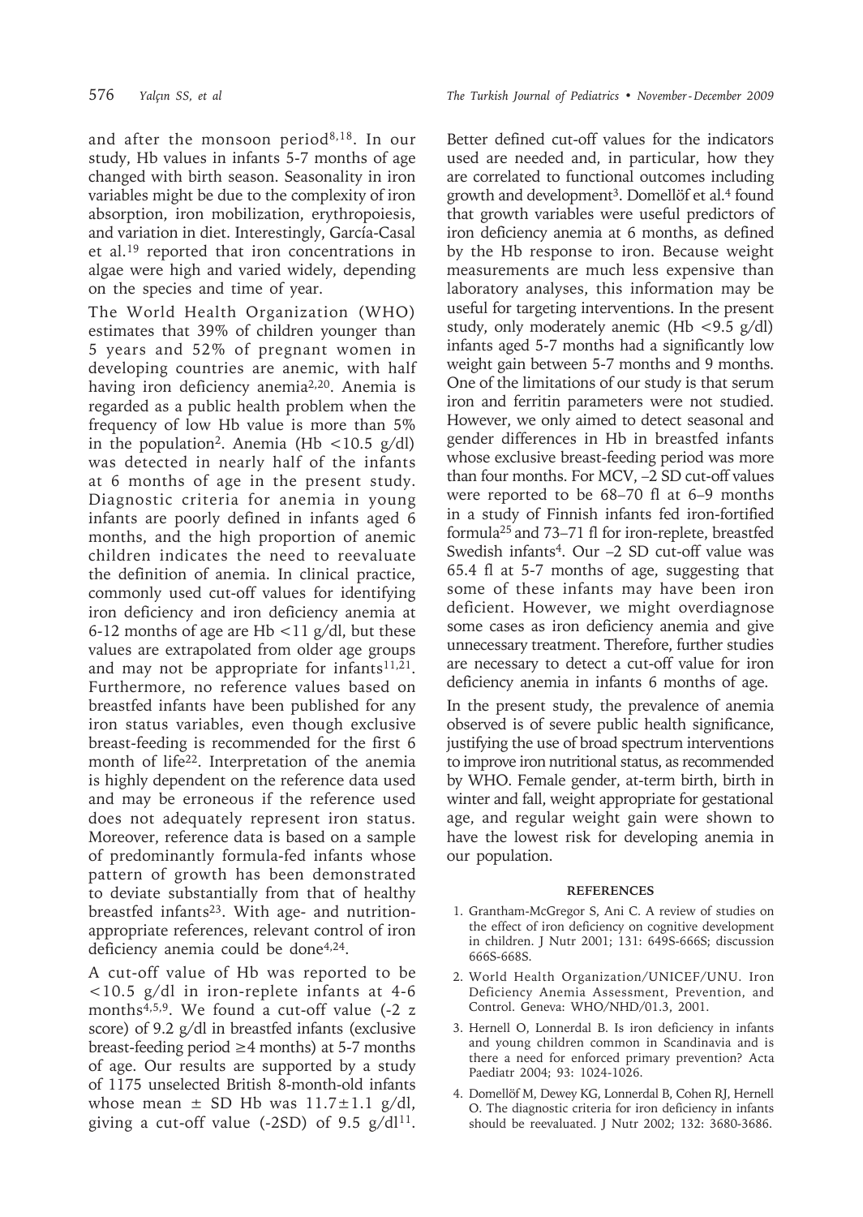and after the monsoon period[8,18]. In our study, Hb values in infants 5-7 months of age changed with birth season. Seasonality in iron variables might be due to the complexity of iron absorption, iron mobilization, erythropoiesis, and variation in diet. Interestingly, García-Casal et al.[19] reported that iron concentrations in algae were high and varied widely, depending on the species and time of year.

The World Health Organization (WHO) estimates that 39% of children younger than 5 years and 52% of pregnant women in developing countries are anemic, with half having iron deficiency anemia[2,20]. Anemia is regarded as a public health problem when the frequency of low Hb value is more than 5% in the population[2]. Anemia (Hb <10.5 g/dl) was detected in nearly half of the infants at 6 months of age in the present study. Diagnostic criteria for anemia in young infants are poorly defined in infants aged 6 months, and the high proportion of anemic children indicates the need to reevaluate the definition of anemia. In clinical practice, commonly used cut-off values for identifying iron deficiency and iron deficiency anemia at 6-12 months of age are Hb <11 g/dl, but these values are extrapolated from older age groups and may not be appropriate for infants[11,21]. Furthermore, no reference values based on breastfed infants have been published for any iron status variables, even though exclusive breast-feeding is recommended for the first 6 month of life[22]. Interpretation of the anemia is highly dependent on the reference data used and may be erroneous if the reference used does not adequately represent iron status. Moreover, reference data is based on a sample of predominantly formula-fed infants whose pattern of growth has been demonstrated to deviate substantially from that of healthy breastfed infants[23]. With age- and nutrition-appropriate references, relevant control of iron deficiency anemia could be done[4,24].

A cut-off value of Hb was reported to be <10.5 g/dl in iron-replete infants at 4-6 months[4,5,9]. We found a cut-off value (-2 z score) of 9.2 g/dl in breastfed infants (exclusive breast-feeding period ≥4 months) at 5-7 months of age. Our results are supported by a study of 1175 unselected British 8-month-old infants whose mean ± SD Hb was 11.7±1.1 g/dl, giving a cut-off value (-2SD) of 9.5 g/dl[11]. Better defined cut-off values for the indicators used are needed and, in particular, how they are correlated to functional outcomes including growth and development[3]. Domellöf et al.[4] found that growth variables were useful predictors of iron deficiency anemia at 6 months, as defined by the Hb response to iron. Because weight measurements are much less expensive than laboratory analyses, this information may be useful for targeting interventions. In the present study, only moderately anemic (Hb <9.5 g/dl) infants aged 5-7 months had a significantly low weight gain between 5-7 months and 9 months. One of the limitations of our study is that serum iron and ferritin parameters were not studied. However, we only aimed to detect seasonal and gender differences in Hb in breastfed infants whose exclusive breast-feeding period was more than four months. For MCV, –2 SD cut-off values were reported to be 68–70 fl at 6–9 months in a study of Finnish infants fed iron-fortified formula[25] and 73–71 fl for iron-replete, breastfed Swedish infants[4]. Our –2 SD cut-off value was 65.4 fl at 5-7 months of age, suggesting that some of these infants may have been iron deficient. However, we might overdiagnose some cases as iron deficiency anemia and give unnecessary treatment. Therefore, further studies are necessary to detect a cut-off value for iron deficiency anemia in infants 6 months of age.

In the present study, the prevalence of anemia observed is of severe public health significance, justifying the use of broad spectrum interventions to improve iron nutritional status, as recommended by WHO. Female gender, at-term birth, birth in winter and fall, weight appropriate for gestational age, and regular weight gain were shown to have the lowest risk for developing anemia in our population.

## REFERENCES

1. Grantham-McGregor S, Ani C. A review of studies on the effect of iron deficiency on cognitive development in children. J Nutr 2001; 131: 649S-666S; discussion 666S-668S.
2. World Health Organization/UNICEF/UNU. Iron Deficiency Anemia Assessment, Prevention, and Control. Geneva: WHO/NHD/01.3, 2001.
3. Hernell O, Lonnerdal B. Is iron deficiency in infants and young children common in Scandinavia and is there a need for enforced primary prevention? Acta Paediatr 2004; 93: 1024-1026.
4. Domellöf M, Dewey KG, Lonnerdal B, Cohen RJ, Hernell O. The diagnostic criteria for iron deficiency in infants should be reevaluated. J Nutr 2002; 132: 3680-3686.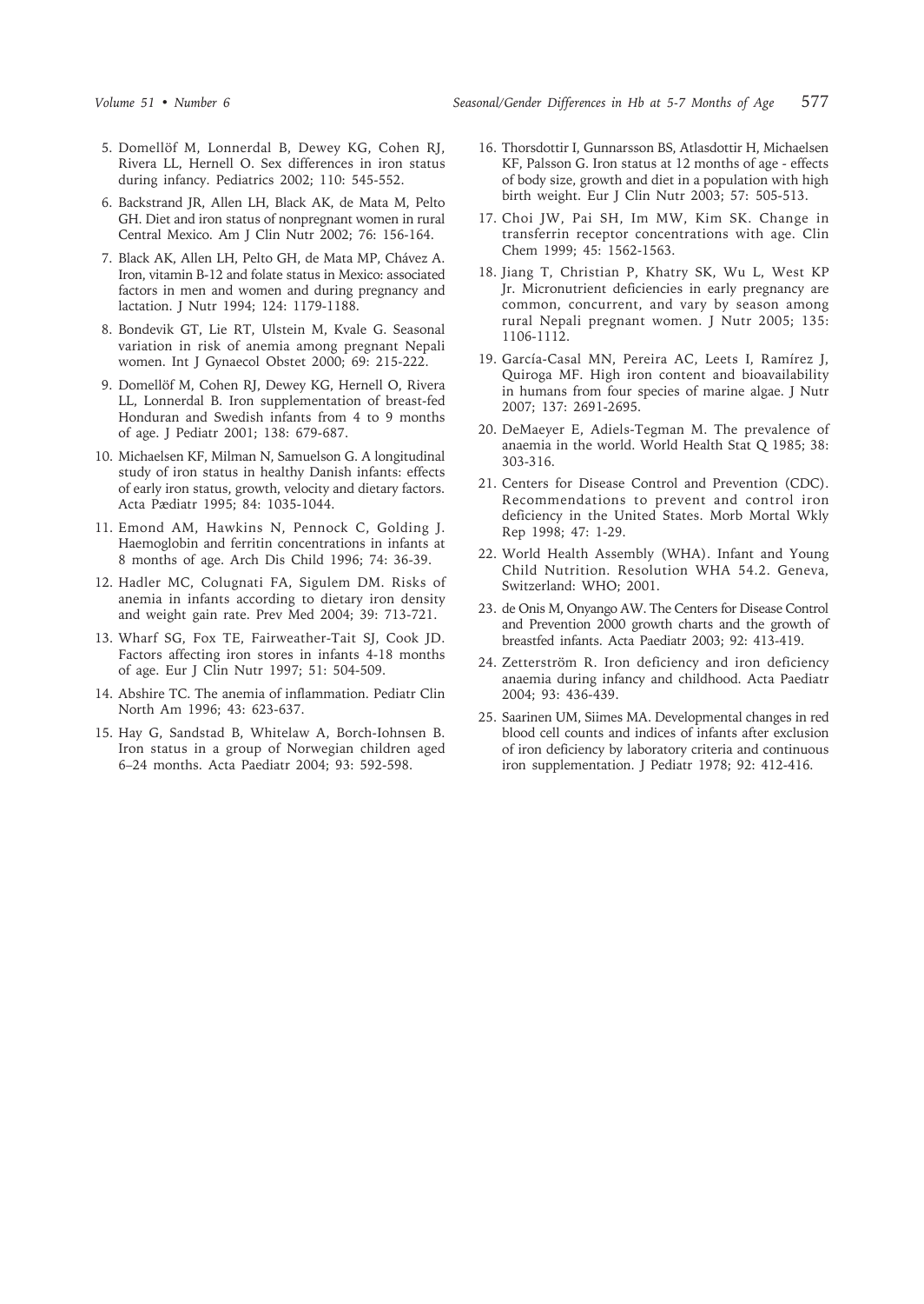5. Domellöf M, Lonnerdal B, Dewey KG, Cohen RJ, Rivera LL, Hernell O. Sex differences in iron status during infancy. Pediatrics 2002; 110: 545-552.
6. Backstrand JR, Allen LH, Black AK, de Mata M, Pelto GH. Diet and iron status of nonpregnant women in rural Central Mexico. Am J Clin Nutr 2002; 76: 156-164.
7. Black AK, Allen LH, Pelto GH, de Mata MP, Chávez A. Iron, vitamin B-12 and folate status in Mexico: associated factors in men and women and during pregnancy and lactation. J Nutr 1994; 124: 1179-1188.
8. Bondevik GT, Lie RT, Ulstein M, Kvale G. Seasonal variation in risk of anemia among pregnant Nepali women. Int J Gynaecol Obstet 2000; 69: 215-222.
9. Domellöf M, Cohen RJ, Dewey KG, Hernell O, Rivera LL, Lonnerdal B. Iron supplementation of breast-fed Honduran and Swedish infants from 4 to 9 months of age. J Pediatr 2001; 138: 679-687.
10. Michaelsen KF, Milman N, Samuelson G. A longitudinal study of iron status in healthy Danish infants: effects of early iron status, growth, velocity and dietary factors. Acta Pædiatr 1995; 84: 1035-1044.
11. Emond AM, Hawkins N, Pennock C, Golding J. Haemoglobin and ferritin concentrations in infants at 8 months of age. Arch Dis Child 1996; 74: 36-39.
12. Hadler MC, Colugnati FA, Sigulem DM. Risks of anemia in infants according to dietary iron density and weight gain rate. Prev Med 2004; 39: 713-721.
13. Wharf SG, Fox TE, Fairweather-Tait SJ, Cook JD. Factors affecting iron stores in infants 4-18 months of age. Eur J Clin Nutr 1997; 51: 504-509.
14. Abshire TC. The anemia of inflammation. Pediatr Clin North Am 1996; 43: 623-637.
15. Hay G, Sandstad B, Whitelaw A, Borch-Iohnsen B. Iron status in a group of Norwegian children aged 6–24 months. Acta Paediatr 2004; 93: 592-598.
16. Thorsdottir I, Gunnarsson BS, Atlasdottir H, Michaelsen KF, Palsson G. Iron status at 12 months of age - effects of body size, growth and diet in a population with high birth weight. Eur J Clin Nutr 2003; 57: 505-513.
17. Choi JW, Pai SH, Im MW, Kim SK. Change in transferrin receptor concentrations with age. Clin Chem 1999; 45: 1562-1563.
18. Jiang T, Christian P, Khatry SK, Wu L, West KP Jr. Micronutrient deficiencies in early pregnancy are common, concurrent, and vary by season among rural Nepali pregnant women. J Nutr 2005; 135: 1106-1112.
19. García-Casal MN, Pereira AC, Leets I, Ramírez J, Quiroga MF. High iron content and bioavailability in humans from four species of marine algae. J Nutr 2007; 137: 2691-2695.
20. DeMaeyer E, Adiels-Tegman M. The prevalence of anaemia in the world. World Health Stat Q 1985; 38: 303-316.
21. Centers for Disease Control and Prevention (CDC). Recommendations to prevent and control iron deficiency in the United States. Morb Mortal Wkly Rep 1998; 47: 1-29.
22. World Health Assembly (WHA). Infant and Young Child Nutrition. Resolution WHA 54.2. Geneva, Switzerland: WHO; 2001.
23. de Onis M, Onyango AW. The Centers for Disease Control and Prevention 2000 growth charts and the growth of breastfed infants. Acta Paediatr 2003; 92: 413-419.
24. Zetterström R. Iron deficiency and iron deficiency anaemia during infancy and childhood. Acta Paediatr 2004; 93: 436-439.
25. Saarinen UM, Siimes MA. Developmental changes in red blood cell counts and indices of infants after exclusion of iron deficiency by laboratory criteria and continuous iron supplementation. J Pediatr 1978; 92: 412-416.